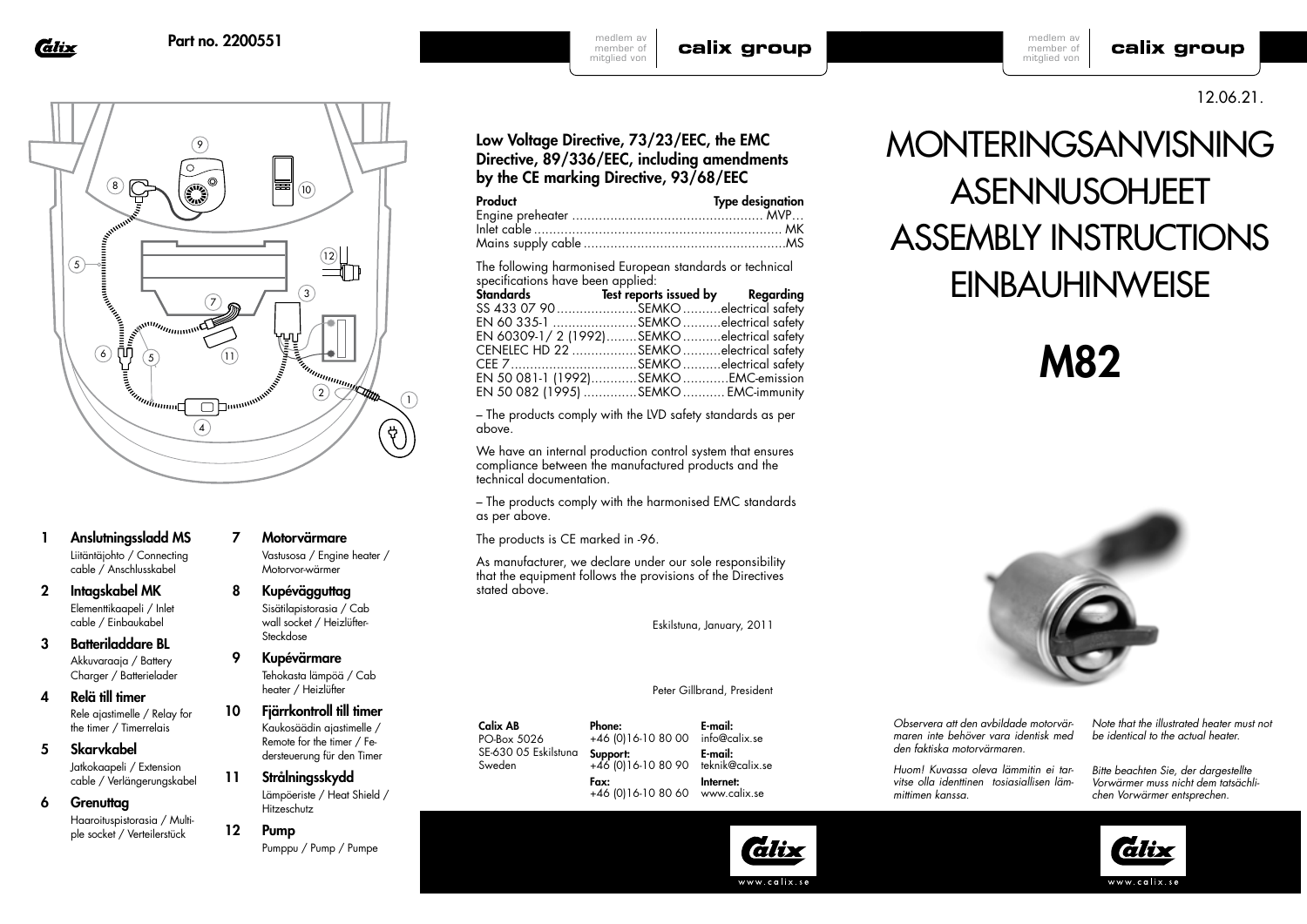Part no. 2200551

1. **Anslutningssladd MS**
   Liitäntäjohto / Connecting cable / Anschlusskabel
2. **Intagskabel MK**
   Elementtikaapeli / Inlet cable / Einbaukabel
3. **Batteriladdare BL**
   Akkuvaraaja / Battery Charger / Batterielader
4. **Relä till timer**
   Rele ajastimelle / Relay for the timer / Timerrelais
5. **Skarvkabel**
   Jatkokaapeli / Extension cable / Verlängerungskabel
6. **Grenuttag**
   Haaroituspistorasia / Multiple socket / Verteilerstück
7. **Motorvärmare**
   Vastusosa / Engine heater / Motorvor-wärmer
8. **Kupévägguttag**
   Sisätilapistorasia / Cab wall socket / Heizlüfter-Steckdose
9. **Kupévärmare**
   Tehokasta lämpöä / Cab heater / Heizlüfter
10. **Fjärrkontroll till timer**
    Kaukosäädin ajastimelle / Remote for the timer / Fernsteuerung für den Timer
11. **Strålningsskydd**
    Lämpöeriste / Heat Shield / Hitzeschutz
12. **Pump**
    Pumppu / Pump / Pumpe

**Low Voltage Directive, 73/23/EEC, the EMC Directive, 89/336/EEC, including amendments by the CE marking Directive, 93/68/EEC**

| Product | Type designation |
|---|---|
| Engine preheater | MVP… |
| Inlet cable | MK |
| Mains supply cable | MS |

The following harmonised European standards or technical specifications have been applied:

| Standards | Test reports issued by | Regarding |
|---|---|---|
| SS 433 07 90 | SEMKO | electrical safety |
| EN 60 335-1 | SEMKO | electrical safety |
| EN 60309-1/ 2 (1992) | SEMKO | electrical safety |
| CENELEC HD 22 | SEMKO | electrical safety |
| CEE 7 | SEMKO | electrical safety |
| EN 50 081-1 (1992) | SEMKO | EMC-emission |
| EN 50 082 (1995) | SEMKO | EMC-immunity |

– The products comply with the LVD safety standards as per above.

We have an internal production control system that ensures compliance between the manufactured products and the technical documentation.

– The products comply with the harmonised EMC standards as per above.

The products is CE marked in -96.

As manufacturer, we declare under our sole responsibility that the equipment follows the provisions of the Directives stated above.

Eskilstuna, January, 2011

Peter Gillbrand, President

| Calix AB | Phone: | E-mail: |
|---|---|---|
| PO-Box 5026 | +46 (0)16-10 80 00 | info@calix.se |
| SE-630 05 Eskilstuna | Support: | E-mail: |
| Sweden | +46 (0)16-10 80 90 | teknik@calix.se |
| | Fax: | Internet: |
| | +46 (0)16-10 80 60 | www.calix.se |

12.06.21.

# MONTERINGSANVISNING
# ASENNUSOHJEET
# ASSEMBLY INSTRUCTIONS
# EINBAUHINWEISE

# M82

*Observera att den avbildade motorvärmaren inte behöver vara identisk med den faktiska motorvärmaren.*

*Huom! Kuvassa oleva lämmitin ei tarvitse olla identtinen tosiasiallisen lämmittimen kanssa.*

*Note that the illustrated heater must not be identical to the actual heater.*

*Bitte beachten Sie, der dargestellte Vorwärmer muss nicht dem tatsächlichen Vorwärmer entsprechen.*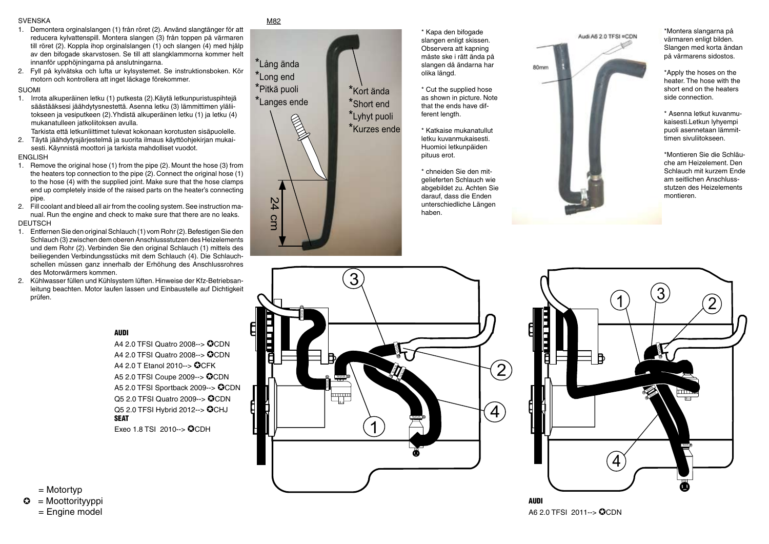SVENSKA

1. Demontera orginalslangen (1) från röret (2). Använd slangtänger för att reducera kylvattenspill. Montera slangen (3) från toppen på värmaren till röret (2). Koppla ihop orginalslangen (1) och slangen (4) med hjälp av den bifogade skarvstosen. Se till att slangklammorna kommer helt innanför upphöjningarna på anslutningarna.
2. Fyll på kylvätska och lufta ur kylsystemet. Se instruktionsboken. Kör motorn och kontrollera att inget läckage förekommer.

SUOMI

1. Irrota alkuperäinen letku (1) putkesta (2).Käytä letkunpuristuspihtejä säästääksesi jäähdytysnestettä. Asenna letku (3) lämmittimen ylälii­tokseen ja vesiputkeen (2).Yhdistä alkuperäinen letku (1) ja letku (4) mukanatulleen jatkoliitoksen avulla.
   Tarkista että letkunliittimet tulevat kokonaan korotusten sisäpuolelle.
2. Täytä jäähdytysjärjestelmä ja suorita ilmaus käyttöohjekirjan mukai­sesti. Käynnistä moottori ja tarkista mahdolliset vuodot.

ENGLISH

1. Remove the original hose (1) from the pipe (2). Mount the hose (3) from the heaters top connection to the pipe (2). Connect the original hose (1) to the hose (4) with the supplied joint. Make sure that the hose clamps end up completely inside of the raised parts on the heater's connecting pipe.
2. Fill coolant and bleed all air from the cooling system. See instruction manual. Run the engine and check to make sure that there are no leaks.

DEUTSCH

1. Entfernen Sie den original Schlauch (1) vom Rohr (2). Befestigen Sie den Schlauch (3) zwischen dem oberen Anschlussstutzen des Heizelements und dem Rohr (2). Verbinden Sie den original Schlauch (1) mittels des beiliegenden Verbindungsstücks mit dem Schlauch (4). Die Schlauch­schellen müssen ganz innerhalb der Erhöhung des Anschlussrohres des Motorwärmers kommen.
2. Kühlwasser füllen und Kühlsystem lüften. Hinweise der Kfz-Betriebsan­leitung beachten. Motor laufen lassen und Einbaustelle auf Dichtigkeit prüfen.

**AUDI**

A4 2.0 TFSI Quatro 2008--> ✪CDN
A4 2.0 TFSI Quatro 2008--> ✪CDN
A4 2.0 T Etanol 2010--> ✪CFK
A5 2.0 TFSI Coupe 2009--> ✪CDN
A5 2.0 TFSI Sportback 2009--> ✪CDN
Q5 2.0 TFSI Quatro 2009--> ✪CDN
Q5 2.0 TFSI Hybrid 2012--> ✪CHJ

**SEAT**

Exeo 1.8 TSI 2010--> ✪CDH

✪ = Motortyp
= Moottorityyppi
= Engine model

M82

*Lång ända
*Long end
*Pitkä puoli
*Langes ende

*Kort ända
*Short end
*Lyhyt puoli
*Kurzes ende

24 cm

* Kapa den bifogade slangen enligt skissen. Observera att kapning måste ske i rätt ända på slangen då ändarna har olika längd.

* Cut the supplied hose as shown in picture. Note that the ends have different length.

* Katkaise mukanatullut letku kuvanmukaisesti. Huomioi letkunpäiden pituus erot.

* chneiden Sie den mitgelieferten Schlauch wie abgebildet zu. Achten Sie darauf, dass die Enden unterschiedliche Längen haben.

Audi A6 2.0 TFSI ✪CDN

80mm

*Montera slangarna på värmaren enligt bilden. Slangen med korta ändan på värmarens sidostos.

*Apply the hoses on the heater. The hose with the short end on the heaters side connection.

* Asenna letkut kuvanmukaisesti.Letkun lyhyempi puoli asennetaan lämmittimen sivuliitokseen.

*Montieren Sie die Schläuche am Heizelement. Den Schlauch mit kurzem Ende am seitlichen Anschlussstutzen des Heizelements montieren.

3
2
4
1

1
3
2
4

**AUDI**

A6 2.0 TFSI 2011--> ✪CDN